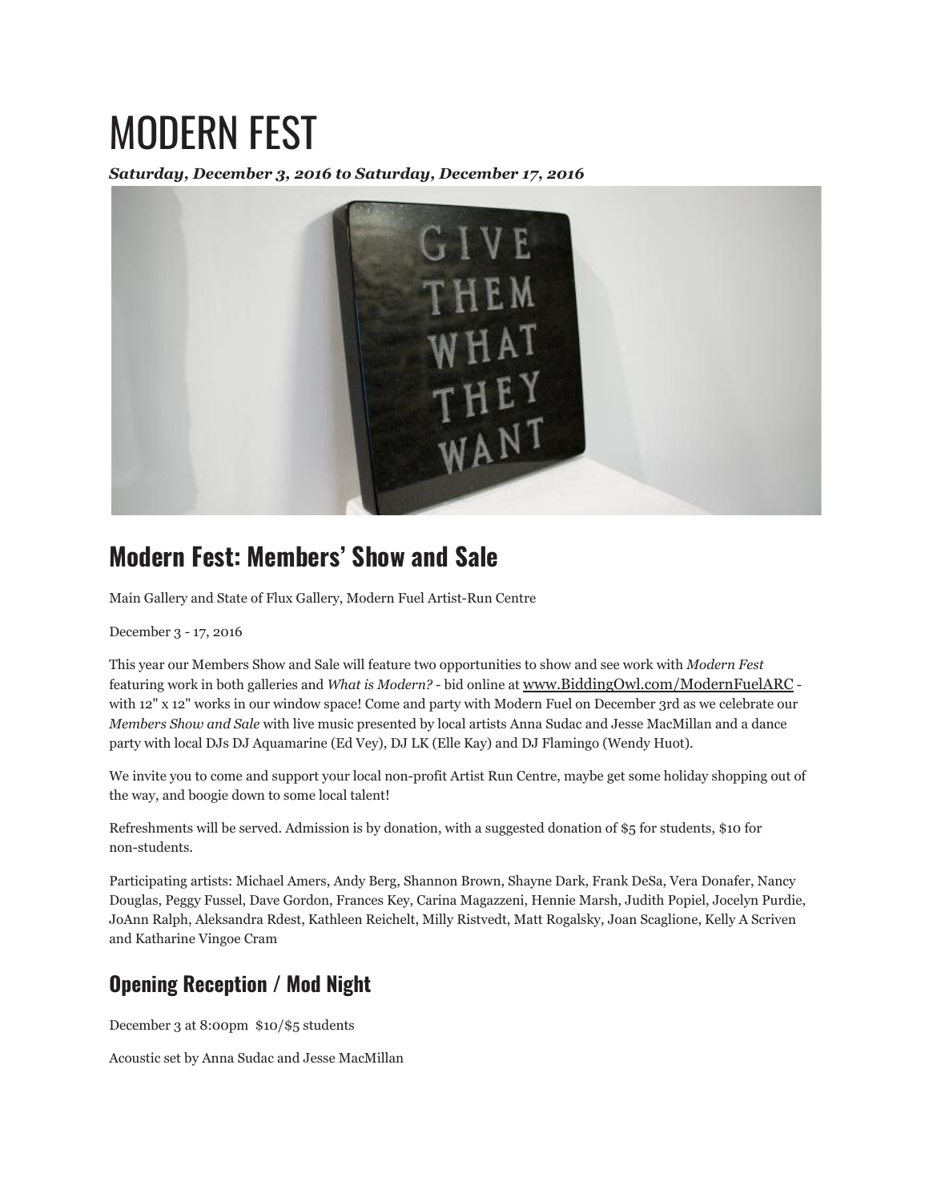# MODERN FEST

***Saturday, December 3, 2016 to Saturday, December 17, 2016***

## Modern Fest: Members' Show and Sale

Main Gallery and State of Flux Gallery, Modern Fuel Artist-Run Centre

December 3 - 17, 2016

This year our Members Show and Sale will feature two opportunities to show and see work with *Modern Fest* featuring work in both galleries and *What is Modern?* - bid online at www.BiddingOwl.com/ModernFuelARC - with 12" x 12" works in our window space! Come and party with Modern Fuel on December 3rd as we celebrate our *Members Show and Sale* with live music presented by local artists Anna Sudac and Jesse MacMillan and a dance party with local DJs DJ Aquamarine (Ed Vey), DJ LK (Elle Kay) and DJ Flamingo (Wendy Huot).

We invite you to come and support your local non-profit Artist Run Centre, maybe get some holiday shopping out of the way, and boogie down to some local talent!

Refreshments will be served. Admission is by donation, with a suggested donation of $5 for students, $10 for non-students.

Participating artists: Michael Amers, Andy Berg, Shannon Brown, Shayne Dark, Frank DeSa, Vera Donafer, Nancy Douglas, Peggy Fussel, Dave Gordon, Frances Key, Carina Magazzeni, Hennie Marsh, Judith Popiel, Jocelyn Purdie, JoAnn Ralph, Aleksandra Rdest, Kathleen Reichelt, Milly Ristvedt, Matt Rogalsky, Joan Scaglione, Kelly A Scriven and Katharine Vingoe Cram

## Opening Reception / Mod Night

December 3 at 8:00pm $10/$5 students

Acoustic set by Anna Sudac and Jesse MacMillan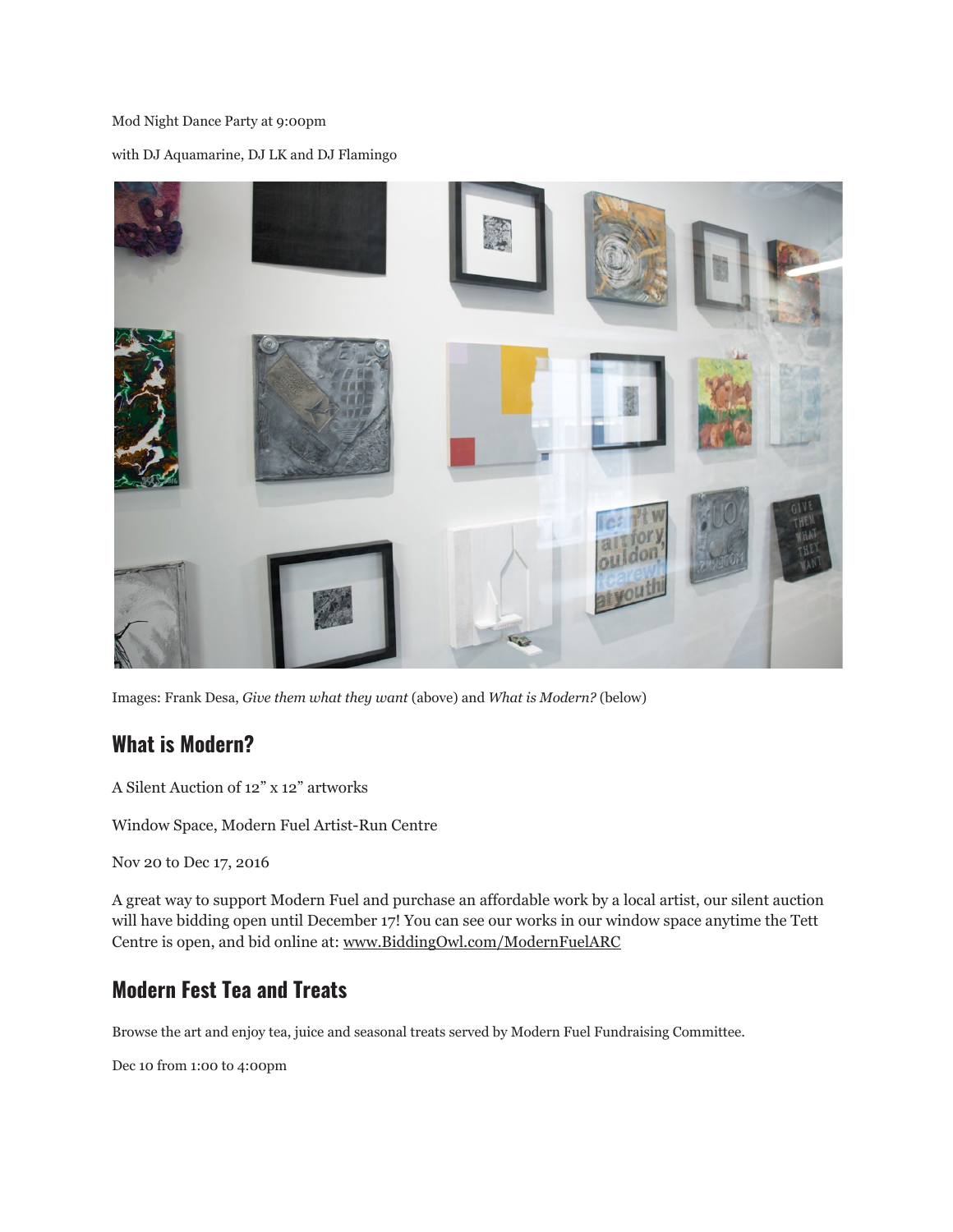Mod Night Dance Party at 9:00pm

with DJ Aquamarine, DJ LK and DJ Flamingo

Images: Frank Desa, *Give them what they want* (above) and *What is Modern?* (below)

## What is Modern?

A Silent Auction of 12" x 12" artworks

Window Space, Modern Fuel Artist-Run Centre

Nov 20 to Dec 17, 2016

A great way to support Modern Fuel and purchase an affordable work by a local artist, our silent auction will have bidding open until December 17! You can see our works in our window space anytime the Tett Centre is open, and bid online at: www.BiddingOwl.com/ModernFuelARC

## Modern Fest Tea and Treats

Browse the art and enjoy tea, juice and seasonal treats served by Modern Fuel Fundraising Committee.

Dec 10 from 1:00 to 4:00pm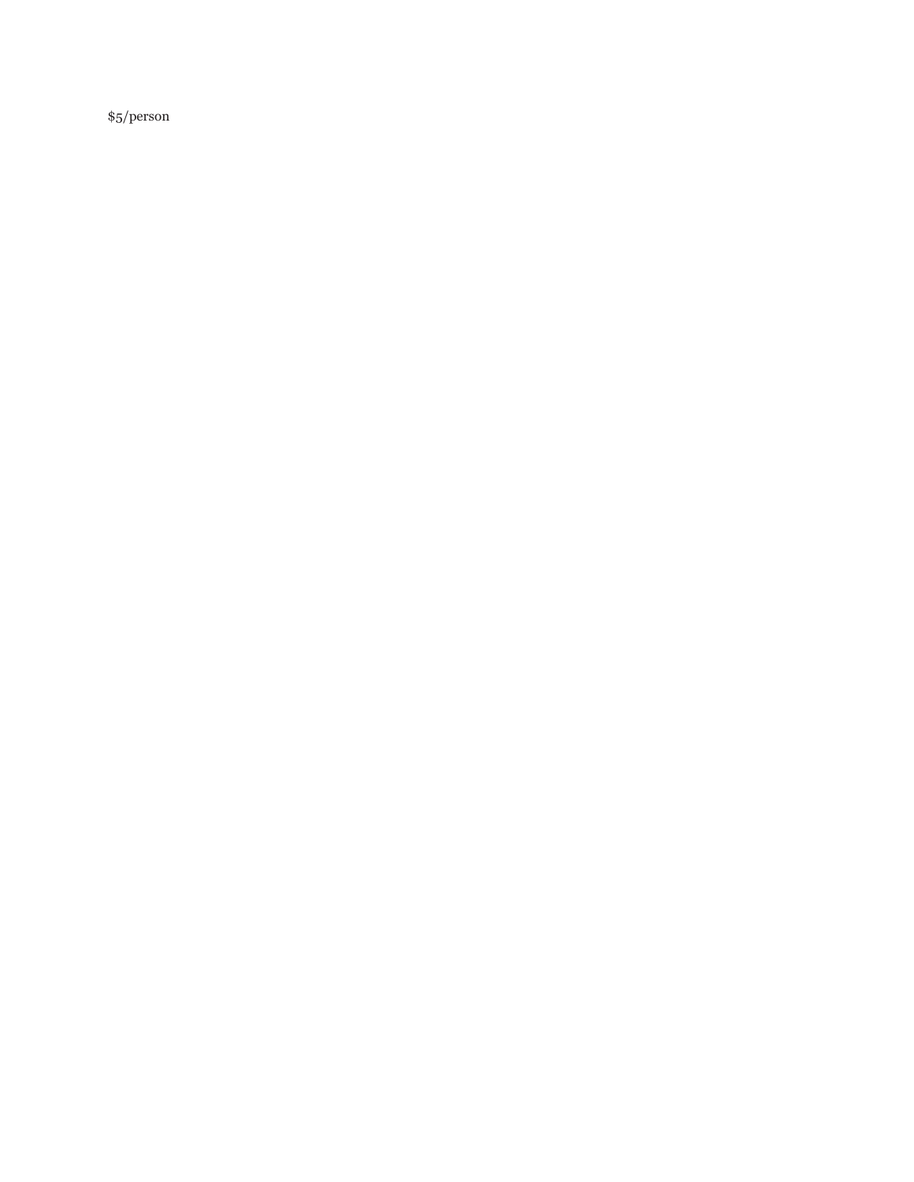$5/person